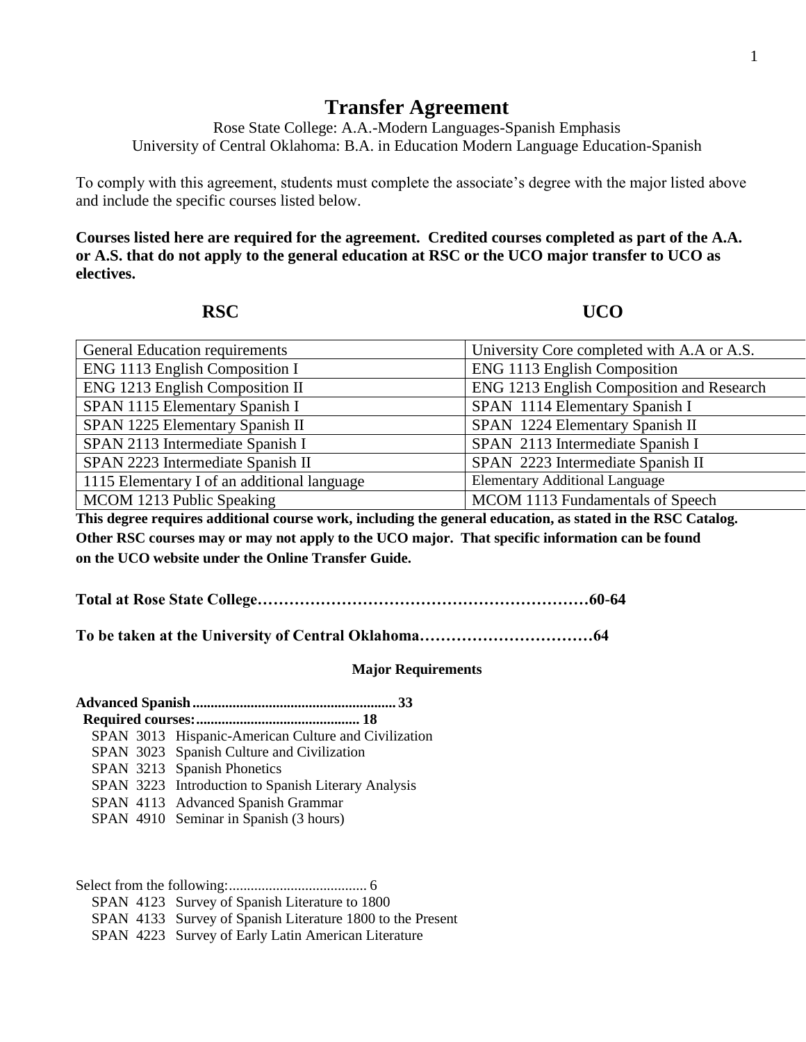# Transfer Agreement

Rose State College: A.A.-Modern Languages-Spanish Emphasis
University of Central Oklahoma: B.A. in Education Modern Language Education-Spanish

To comply with this agreement, students must complete the associate's degree with the major listed above and include the specific courses listed below.

**Courses listed here are required for the agreement. Credited courses completed as part of the A.A. or A.S. that do not apply to the general education at RSC or the UCO major transfer to UCO as electives.**

| RSC | UCO |
|---|---|
| General Education requirements | University Core completed with A.A or A.S. |
| ENG 1113 English Composition I | ENG 1113 English Composition |
| ENG 1213 English Composition II | ENG 1213 English Composition and Research |
| SPAN 1115 Elementary Spanish I | SPAN 1114 Elementary Spanish I |
| SPAN 1225 Elementary Spanish II | SPAN 1224 Elementary Spanish II |
| SPAN 2113 Intermediate Spanish I | SPAN 2113 Intermediate Spanish I |
| SPAN 2223 Intermediate Spanish II | SPAN 2223 Intermediate Spanish II |
| 1115 Elementary I of an additional language | Elementary Additional Language |
| MCOM 1213 Public Speaking | MCOM 1113 Fundamentals of Speech |

**This degree requires additional course work, including the general education, as stated in the RSC Catalog. Other RSC courses may or may not apply to the UCO major. That specific information can be found on the UCO website under the Online Transfer Guide.**

**Total at Rose State College……………………………………………………60-64**

**To be taken at the University of Central Oklahoma……………………………64**

### Major Requirements

**Advanced Spanish....................................................... 33**

**Required courses:............................................ 18**

- SPAN 3013 Hispanic-American Culture and Civilization
- SPAN 3023 Spanish Culture and Civilization
- SPAN 3213 Spanish Phonetics
- SPAN 3223 Introduction to Spanish Literary Analysis
- SPAN 4113 Advanced Spanish Grammar
- SPAN 4910 Seminar in Spanish (3 hours)

Select from the following:...................................... 6

- SPAN 4123 Survey of Spanish Literature to 1800
- SPAN 4133 Survey of Spanish Literature 1800 to the Present
- SPAN 4223 Survey of Early Latin American Literature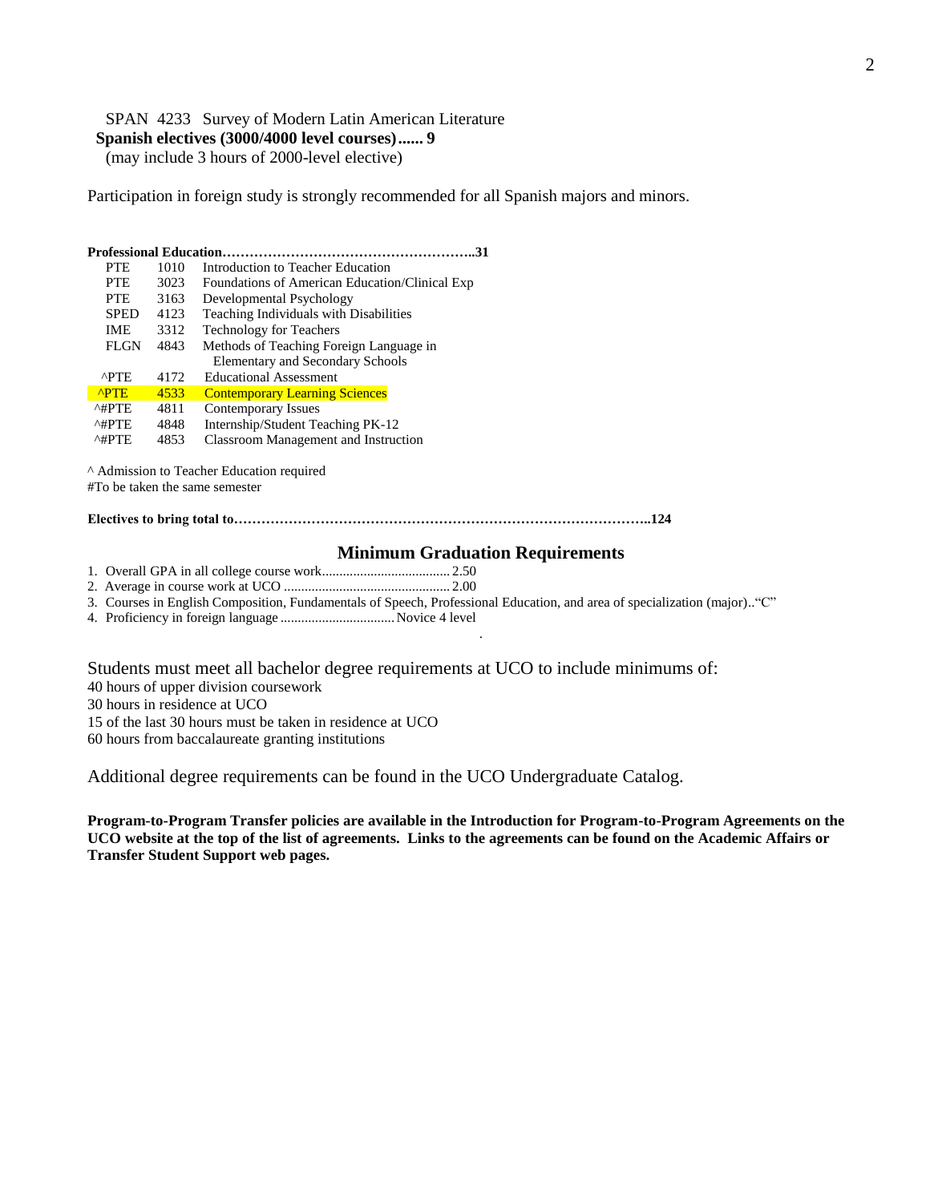SPAN 4233 Survey of Modern Latin American Literature

**Spanish electives (3000/4000 level courses)...... 9**

(may include 3 hours of 2000-level elective)

Participation in foreign study is strongly recommended for all Spanish majors and minors.

**Professional Education……………………………………………..31**

| | | |
|---|---|---|
| PTE | 1010 | Introduction to Teacher Education |
| PTE | 3023 | Foundations of American Education/Clinical Exp |
| PTE | 3163 | Developmental Psychology |
| SPED | 4123 | Teaching Individuals with Disabilities |
| IME | 3312 | Technology for Teachers |
| FLGN | 4843 | Methods of Teaching Foreign Language in Elementary and Secondary Schools |
| ^PTE | 4172 | Educational Assessment |
| ^PTE | 4533 | Contemporary Learning Sciences |
| ^#PTE | 4811 | Contemporary Issues |
| ^#PTE | 4848 | Internship/Student Teaching PK-12 |
| ^#PTE | 4853 | Classroom Management and Instruction |

^ Admission to Teacher Education required
#To be taken the same semester

**Electives to bring total to………………………………………………………………………..124**

## Minimum Graduation Requirements

1. Overall GPA in all college course work..................................... 2.50
2. Average in course work at UCO ................................................ 2.00
3. Courses in English Composition, Fundamentals of Speech, Professional Education, and area of specialization (major)..“C”
4. Proficiency in foreign language ................................. Novice 4 level

Students must meet all bachelor degree requirements at UCO to include minimums of:
40 hours of upper division coursework
30 hours in residence at UCO
15 of the last 30 hours must be taken in residence at UCO
60 hours from baccalaureate granting institutions

Additional degree requirements can be found in the UCO Undergraduate Catalog.

**Program-to-Program Transfer policies are available in the Introduction for Program-to-Program Agreements on the UCO website at the top of the list of agreements. Links to the agreements can be found on the Academic Affairs or Transfer Student Support web pages.**